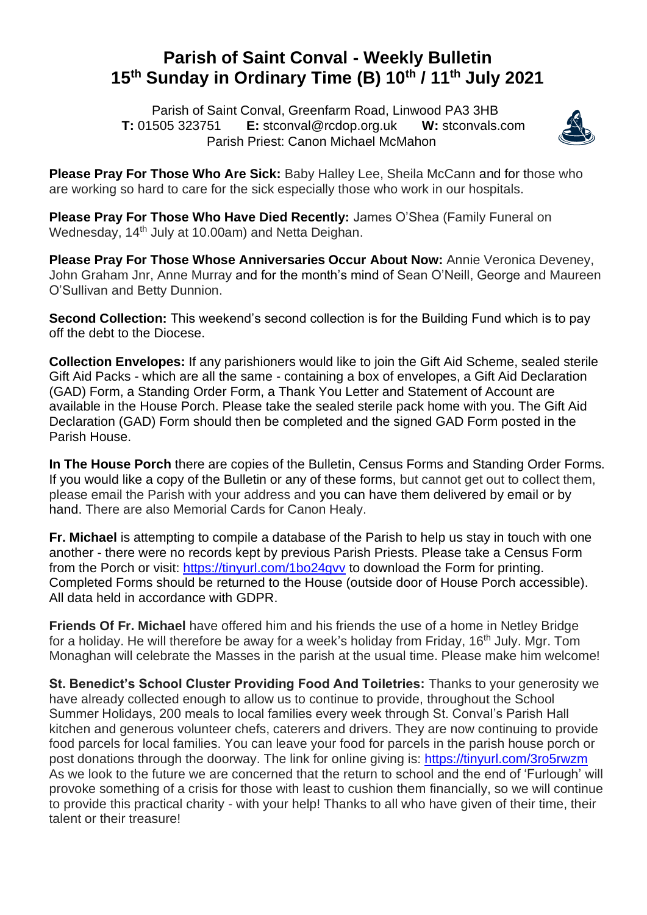# Parish of Saint Conval - Weekly Bulletin
# 15th Sunday in Ordinary Time (B) 10th / 11th July 2021

Parish of Saint Conval, Greenfarm Road, Linwood PA3 3HB
**T:** 01505 323751 **E:** stconval@rcdop.org.uk **W:** stconvals.com
Parish Priest: Canon Michael McMahon

**Please Pray For Those Who Are Sick:** Baby Halley Lee, Sheila McCann and for those who are working so hard to care for the sick especially those who work in our hospitals.

**Please Pray For Those Who Have Died Recently:** James O'Shea (Family Funeral on Wednesday, 14th July at 10.00am) and Netta Deighan.

**Please Pray For Those Whose Anniversaries Occur About Now:** Annie Veronica Deveney, John Graham Jnr, Anne Murray and for the month's mind of Sean O'Neill, George and Maureen O'Sullivan and Betty Dunnion.

**Second Collection:** This weekend's second collection is for the Building Fund which is to pay off the debt to the Diocese.

**Collection Envelopes:** If any parishioners would like to join the Gift Aid Scheme, sealed sterile Gift Aid Packs - which are all the same - containing a box of envelopes, a Gift Aid Declaration (GAD) Form, a Standing Order Form, a Thank You Letter and Statement of Account are available in the House Porch. Please take the sealed sterile pack home with you. The Gift Aid Declaration (GAD) Form should then be completed and the signed GAD Form posted in the Parish House.

**In The House Porch** there are copies of the Bulletin, Census Forms and Standing Order Forms. If you would like a copy of the Bulletin or any of these forms, but cannot get out to collect them, please email the Parish with your address and you can have them delivered by email or by hand. There are also Memorial Cards for Canon Healy.

**Fr. Michael** is attempting to compile a database of the Parish to help us stay in touch with one another - there were no records kept by previous Parish Priests. Please take a Census Form from the Porch or visit: https://tinyurl.com/1bo24gvv to download the Form for printing. Completed Forms should be returned to the House (outside door of House Porch accessible). All data held in accordance with GDPR.

**Friends Of Fr. Michael** have offered him and his friends the use of a home in Netley Bridge for a holiday. He will therefore be away for a week's holiday from Friday, 16th July. Mgr. Tom Monaghan will celebrate the Masses in the parish at the usual time. Please make him welcome!

**St. Benedict's School Cluster Providing Food And Toiletries:** Thanks to your generosity we have already collected enough to allow us to continue to provide, throughout the School Summer Holidays, 200 meals to local families every week through St. Conval's Parish Hall kitchen and generous volunteer chefs, caterers and drivers. They are now continuing to provide food parcels for local families. You can leave your food for parcels in the parish house porch or post donations through the doorway. The link for online giving is: https://tinyurl.com/3ro5rwzm As we look to the future we are concerned that the return to school and the end of 'Furlough' will provoke something of a crisis for those with least to cushion them financially, so we will continue to provide this practical charity - with your help! Thanks to all who have given of their time, their talent or their treasure!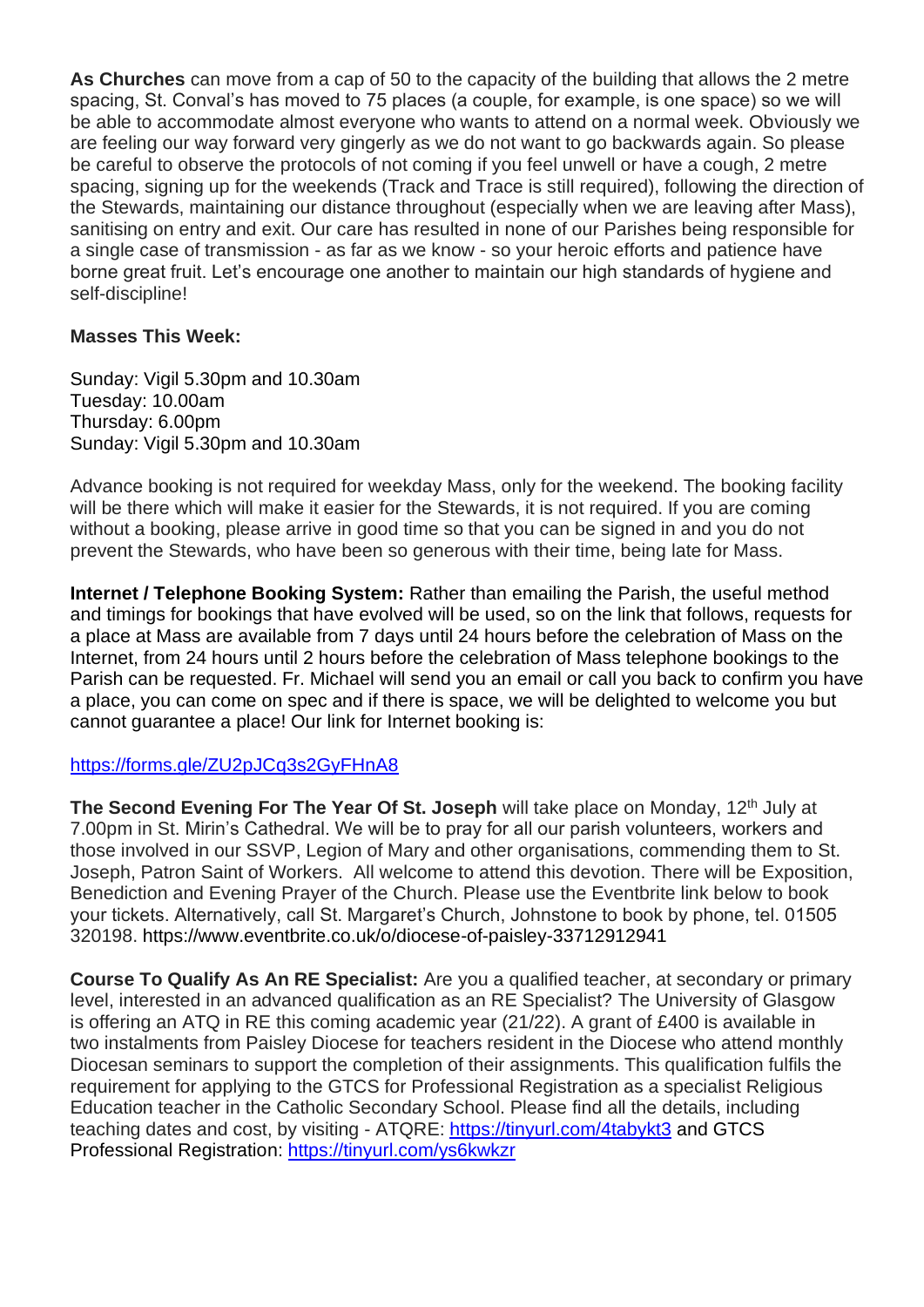**As Churches** can move from a cap of 50 to the capacity of the building that allows the 2 metre spacing, St. Conval's has moved to 75 places (a couple, for example, is one space) so we will be able to accommodate almost everyone who wants to attend on a normal week. Obviously we are feeling our way forward very gingerly as we do not want to go backwards again. So please be careful to observe the protocols of not coming if you feel unwell or have a cough, 2 metre spacing, signing up for the weekends (Track and Trace is still required), following the direction of the Stewards, maintaining our distance throughout (especially when we are leaving after Mass), sanitising on entry and exit. Our care has resulted in none of our Parishes being responsible for a single case of transmission - as far as we know - so your heroic efforts and patience have borne great fruit. Let's encourage one another to maintain our high standards of hygiene and self-discipline!

**Masses This Week:**

Sunday: Vigil 5.30pm and 10.30am
Tuesday: 10.00am
Thursday: 6.00pm
Sunday: Vigil 5.30pm and 10.30am

Advance booking is not required for weekday Mass, only for the weekend. The booking facility will be there which will make it easier for the Stewards, it is not required. If you are coming without a booking, please arrive in good time so that you can be signed in and you do not prevent the Stewards, who have been so generous with their time, being late for Mass.

**Internet / Telephone Booking System:** Rather than emailing the Parish, the useful method and timings for bookings that have evolved will be used, so on the link that follows, requests for a place at Mass are available from 7 days until 24 hours before the celebration of Mass on the Internet, from 24 hours until 2 hours before the celebration of Mass telephone bookings to the Parish can be requested. Fr. Michael will send you an email or call you back to confirm you have a place, you can come on spec and if there is space, we will be delighted to welcome you but cannot guarantee a place! Our link for Internet booking is:

https://forms.gle/ZU2pJCq3s2GyFHnA8

**The Second Evening For The Year Of St. Joseph** will take place on Monday, 12th July at 7.00pm in St. Mirin's Cathedral. We will be to pray for all our parish volunteers, workers and those involved in our SSVP, Legion of Mary and other organisations, commending them to St. Joseph, Patron Saint of Workers. All welcome to attend this devotion. There will be Exposition, Benediction and Evening Prayer of the Church. Please use the Eventbrite link below to book your tickets. Alternatively, call St. Margaret's Church, Johnstone to book by phone, tel. 01505 320198. https://www.eventbrite.co.uk/o/diocese-of-paisley-33712912941

**Course To Qualify As An RE Specialist:** Are you a qualified teacher, at secondary or primary level, interested in an advanced qualification as an RE Specialist? The University of Glasgow is offering an ATQ in RE this coming academic year (21/22). A grant of £400 is available in two instalments from Paisley Diocese for teachers resident in the Diocese who attend monthly Diocesan seminars to support the completion of their assignments. This qualification fulfils the requirement for applying to the GTCS for Professional Registration as a specialist Religious Education teacher in the Catholic Secondary School. Please find all the details, including teaching dates and cost, by visiting - ATQRE: https://tinyurl.com/4tabykt3 and GTCS Professional Registration: https://tinyurl.com/ys6kwkzr